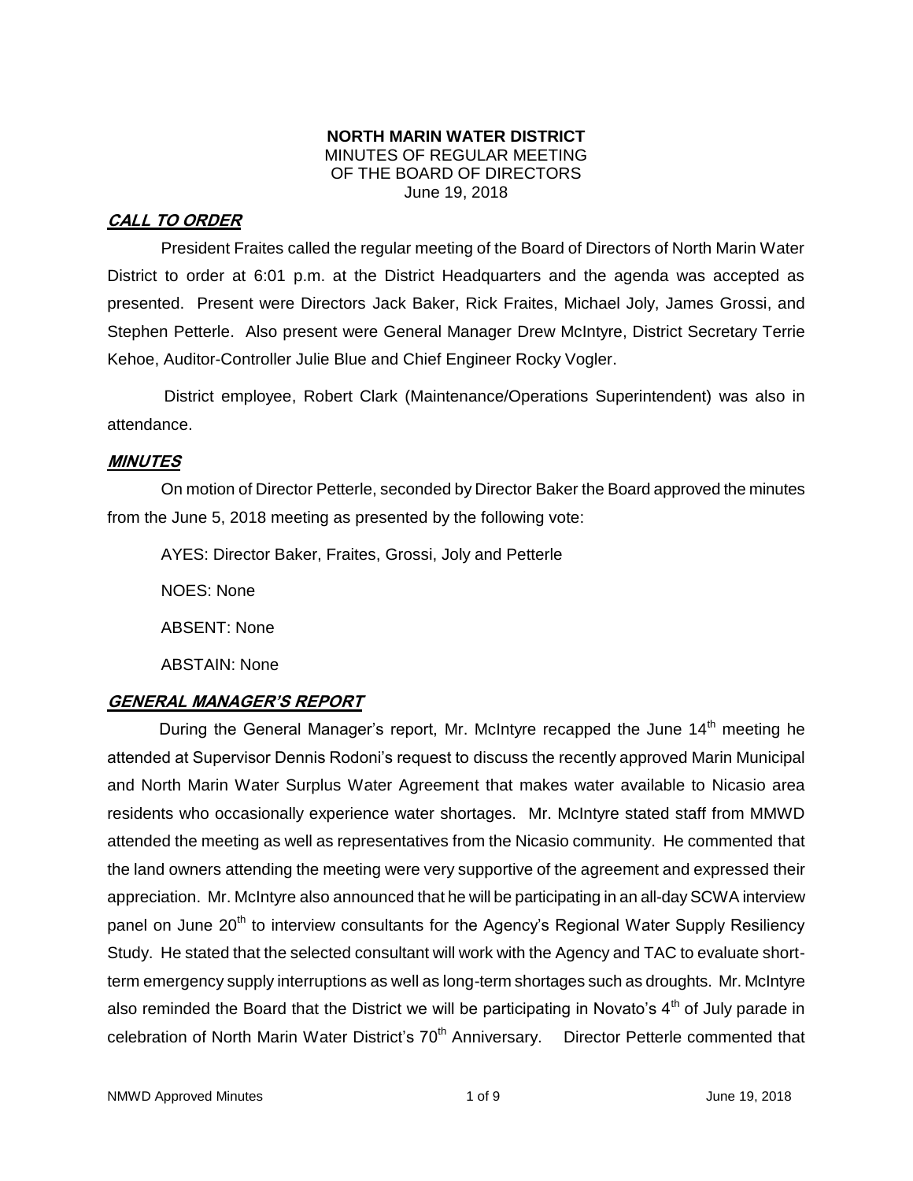**NORTH MARIN WATER DISTRICT**
MINUTES OF REGULAR MEETING
OF THE BOARD OF DIRECTORS
June 19, 2018

## ***CALL TO ORDER***

President Fraites called the regular meeting of the Board of Directors of North Marin Water District to order at 6:01 p.m. at the District Headquarters and the agenda was accepted as presented. Present were Directors Jack Baker, Rick Fraites, Michael Joly, James Grossi, and Stephen Petterle. Also present were General Manager Drew McIntyre, District Secretary Terrie Kehoe, Auditor-Controller Julie Blue and Chief Engineer Rocky Vogler.

District employee, Robert Clark (Maintenance/Operations Superintendent) was also in attendance.

## ***MINUTES***

On motion of Director Petterle, seconded by Director Baker the Board approved the minutes from the June 5, 2018 meeting as presented by the following vote:

AYES: Director Baker, Fraites, Grossi, Joly and Petterle

NOES: None

ABSENT: None

ABSTAIN: None

## ***GENERAL MANAGER'S REPORT***

During the General Manager's report, Mr. McIntyre recapped the June 14th meeting he attended at Supervisor Dennis Rodoni's request to discuss the recently approved Marin Municipal and North Marin Water Surplus Water Agreement that makes water available to Nicasio area residents who occasionally experience water shortages. Mr. McIntyre stated staff from MMWD attended the meeting as well as representatives from the Nicasio community. He commented that the land owners attending the meeting were very supportive of the agreement and expressed their appreciation. Mr. McIntyre also announced that he will be participating in an all-day SCWA interview panel on June 20th to interview consultants for the Agency's Regional Water Supply Resiliency Study. He stated that the selected consultant will work with the Agency and TAC to evaluate short-term emergency supply interruptions as well as long-term shortages such as droughts. Mr. McIntyre also reminded the Board that the District we will be participating in Novato's 4th of July parade in celebration of North Marin Water District's 70th Anniversary. Director Petterle commented that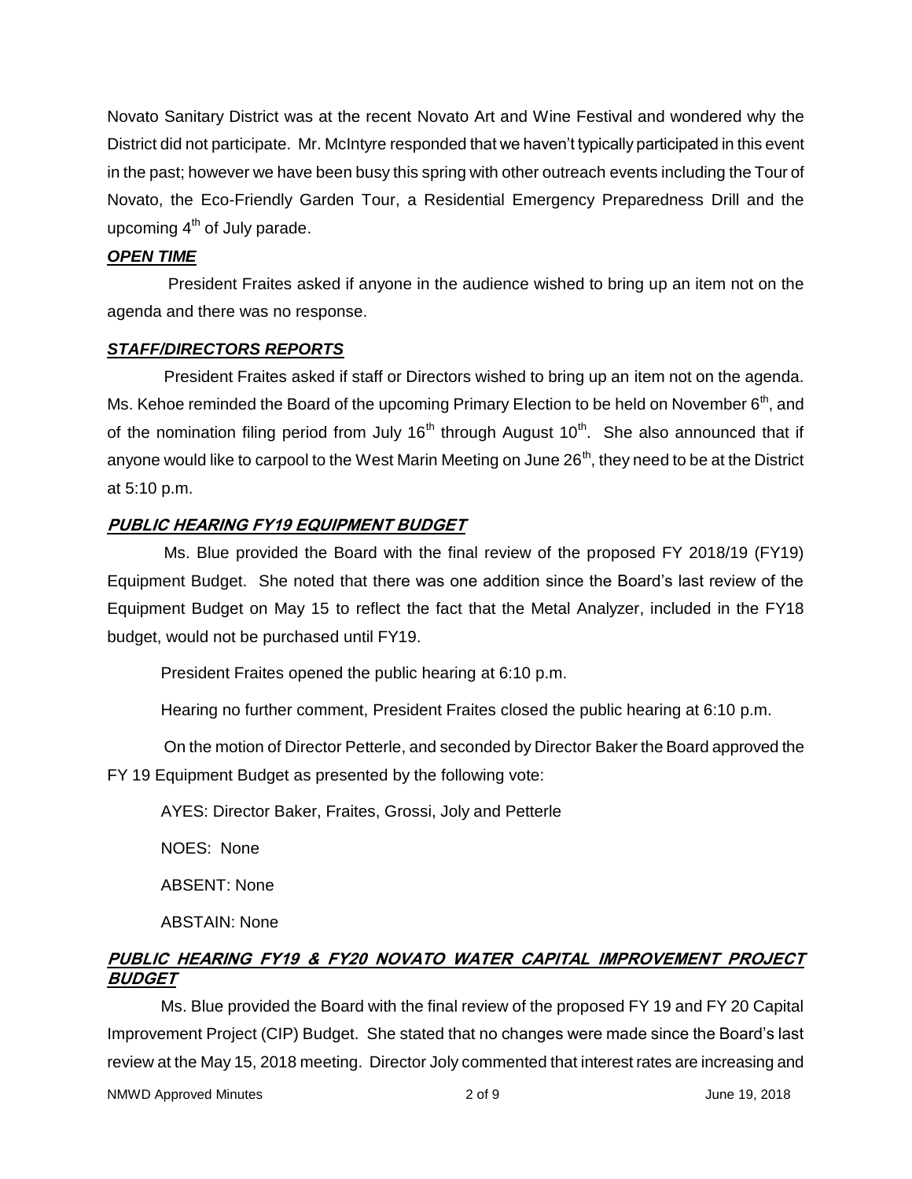Novato Sanitary District was at the recent Novato Art and Wine Festival and wondered why the District did not participate. Mr. McIntyre responded that we haven't typically participated in this event in the past; however we have been busy this spring with other outreach events including the Tour of Novato, the Eco-Friendly Garden Tour, a Residential Emergency Preparedness Drill and the upcoming 4th of July parade.

***OPEN TIME***

President Fraites asked if anyone in the audience wished to bring up an item not on the agenda and there was no response.

***STAFF/DIRECTORS REPORTS***

President Fraites asked if staff or Directors wished to bring up an item not on the agenda. Ms. Kehoe reminded the Board of the upcoming Primary Election to be held on November 6th, and of the nomination filing period from July 16th through August 10th. She also announced that if anyone would like to carpool to the West Marin Meeting on June 26th, they need to be at the District at 5:10 p.m.

***PUBLIC HEARING FY19 EQUIPMENT BUDGET***

Ms. Blue provided the Board with the final review of the proposed FY 2018/19 (FY19) Equipment Budget. She noted that there was one addition since the Board's last review of the Equipment Budget on May 15 to reflect the fact that the Metal Analyzer, included in the FY18 budget, would not be purchased until FY19.

President Fraites opened the public hearing at 6:10 p.m.

Hearing no further comment, President Fraites closed the public hearing at 6:10 p.m.

On the motion of Director Petterle, and seconded by Director Baker the Board approved the FY 19 Equipment Budget as presented by the following vote:

AYES: Director Baker, Fraites, Grossi, Joly and Petterle

NOES: None

ABSENT: None

ABSTAIN: None

***PUBLIC HEARING FY19 & FY20 NOVATO WATER CAPITAL IMPROVEMENT PROJECT BUDGET***

Ms. Blue provided the Board with the final review of the proposed FY 19 and FY 20 Capital Improvement Project (CIP) Budget. She stated that no changes were made since the Board's last review at the May 15, 2018 meeting. Director Joly commented that interest rates are increasing and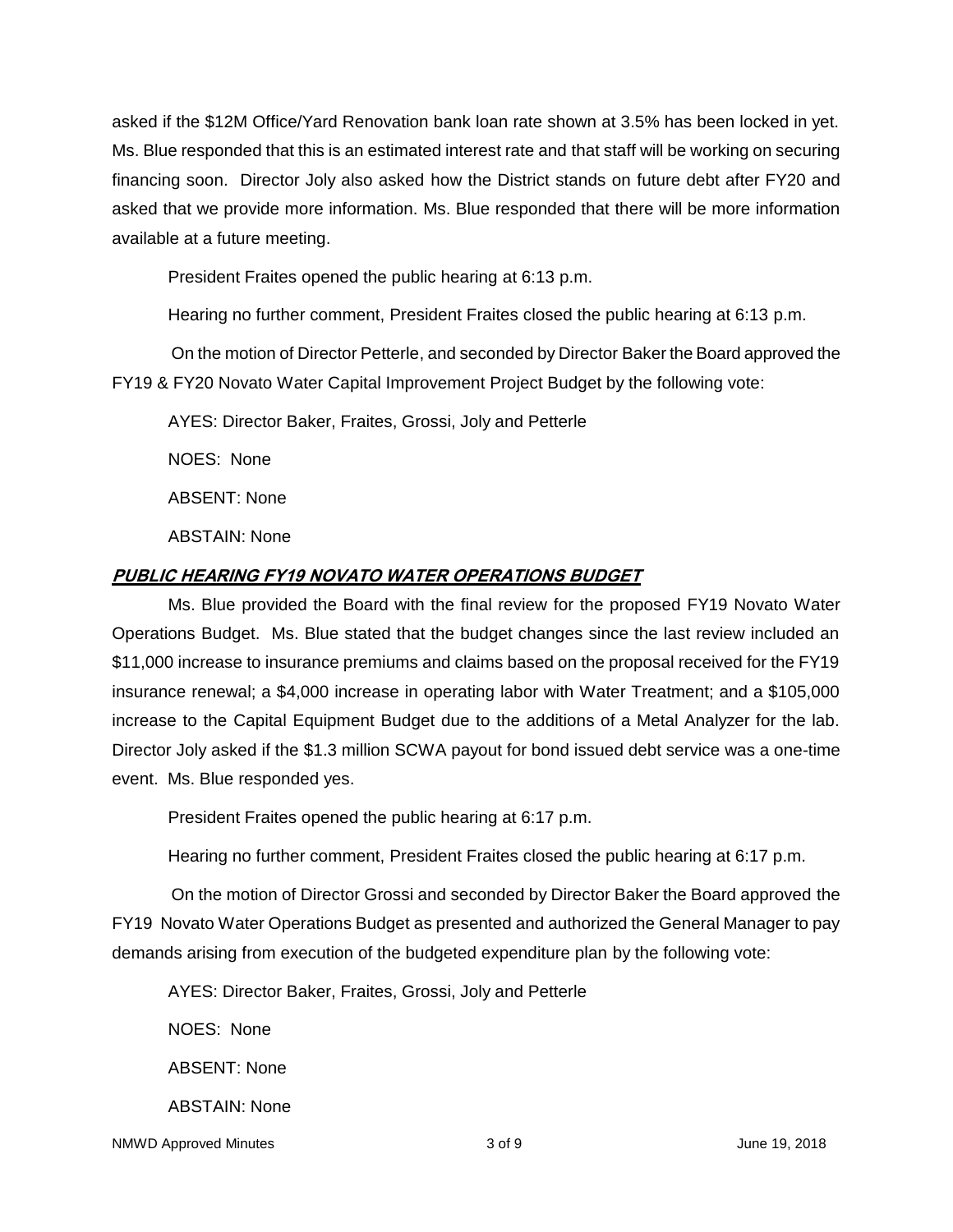asked if the $12M Office/Yard Renovation bank loan rate shown at 3.5% has been locked in yet. Ms. Blue responded that this is an estimated interest rate and that staff will be working on securing financing soon. Director Joly also asked how the District stands on future debt after FY20 and asked that we provide more information. Ms. Blue responded that there will be more information available at a future meeting.

President Fraites opened the public hearing at 6:13 p.m.

Hearing no further comment, President Fraites closed the public hearing at 6:13 p.m.

On the motion of Director Petterle, and seconded by Director Baker the Board approved the FY19 & FY20 Novato Water Capital Improvement Project Budget by the following vote:

AYES: Director Baker, Fraites, Grossi, Joly and Petterle

NOES: None

ABSENT: None

ABSTAIN: None

**PUBLIC HEARING FY19 NOVATO WATER OPERATIONS BUDGET**

Ms. Blue provided the Board with the final review for the proposed FY19 Novato Water Operations Budget. Ms. Blue stated that the budget changes since the last review included an $11,000 increase to insurance premiums and claims based on the proposal received for the FY19 insurance renewal; a $4,000 increase in operating labor with Water Treatment; and a $105,000 increase to the Capital Equipment Budget due to the additions of a Metal Analyzer for the lab. Director Joly asked if the $1.3 million SCWA payout for bond issued debt service was a one-time event. Ms. Blue responded yes.

President Fraites opened the public hearing at 6:17 p.m.

Hearing no further comment, President Fraites closed the public hearing at 6:17 p.m.

On the motion of Director Grossi and seconded by Director Baker the Board approved the FY19 Novato Water Operations Budget as presented and authorized the General Manager to pay demands arising from execution of the budgeted expenditure plan by the following vote:

AYES: Director Baker, Fraites, Grossi, Joly and Petterle

NOES: None

ABSENT: None

ABSTAIN: None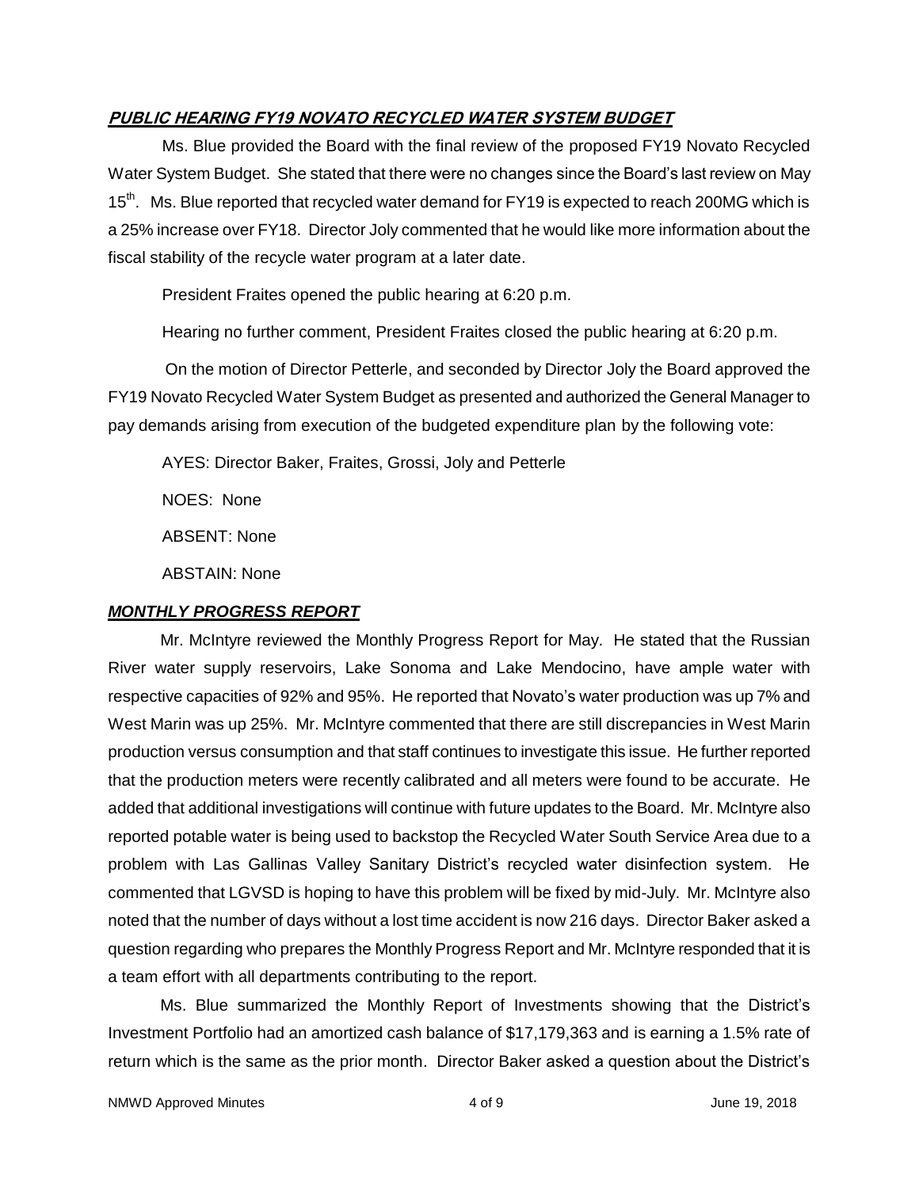## ***PUBLIC HEARING FY19 NOVATO RECYCLED WATER SYSTEM BUDGET***

Ms. Blue provided the Board with the final review of the proposed FY19 Novato Recycled Water System Budget. She stated that there were no changes since the Board's last review on May 15th. Ms. Blue reported that recycled water demand for FY19 is expected to reach 200MG which is a 25% increase over FY18. Director Joly commented that he would like more information about the fiscal stability of the recycle water program at a later date.

President Fraites opened the public hearing at 6:20 p.m.

Hearing no further comment, President Fraites closed the public hearing at 6:20 p.m.

On the motion of Director Petterle, and seconded by Director Joly the Board approved the FY19 Novato Recycled Water System Budget as presented and authorized the General Manager to pay demands arising from execution of the budgeted expenditure plan by the following vote:

AYES: Director Baker, Fraites, Grossi, Joly and Petterle

NOES: None

ABSENT: None

ABSTAIN: None

## ***MONTHLY PROGRESS REPORT***

Mr. McIntyre reviewed the Monthly Progress Report for May. He stated that the Russian River water supply reservoirs, Lake Sonoma and Lake Mendocino, have ample water with respective capacities of 92% and 95%. He reported that Novato's water production was up 7% and West Marin was up 25%. Mr. McIntyre commented that there are still discrepancies in West Marin production versus consumption and that staff continues to investigate this issue. He further reported that the production meters were recently calibrated and all meters were found to be accurate. He added that additional investigations will continue with future updates to the Board. Mr. McIntyre also reported potable water is being used to backstop the Recycled Water South Service Area due to a problem with Las Gallinas Valley Sanitary District's recycled water disinfection system. He commented that LGVSD is hoping to have this problem will be fixed by mid-July. Mr. McIntyre also noted that the number of days without a lost time accident is now 216 days. Director Baker asked a question regarding who prepares the Monthly Progress Report and Mr. McIntyre responded that it is a team effort with all departments contributing to the report.

Ms. Blue summarized the Monthly Report of Investments showing that the District's Investment Portfolio had an amortized cash balance of $17,179,363 and is earning a 1.5% rate of return which is the same as the prior month. Director Baker asked a question about the District's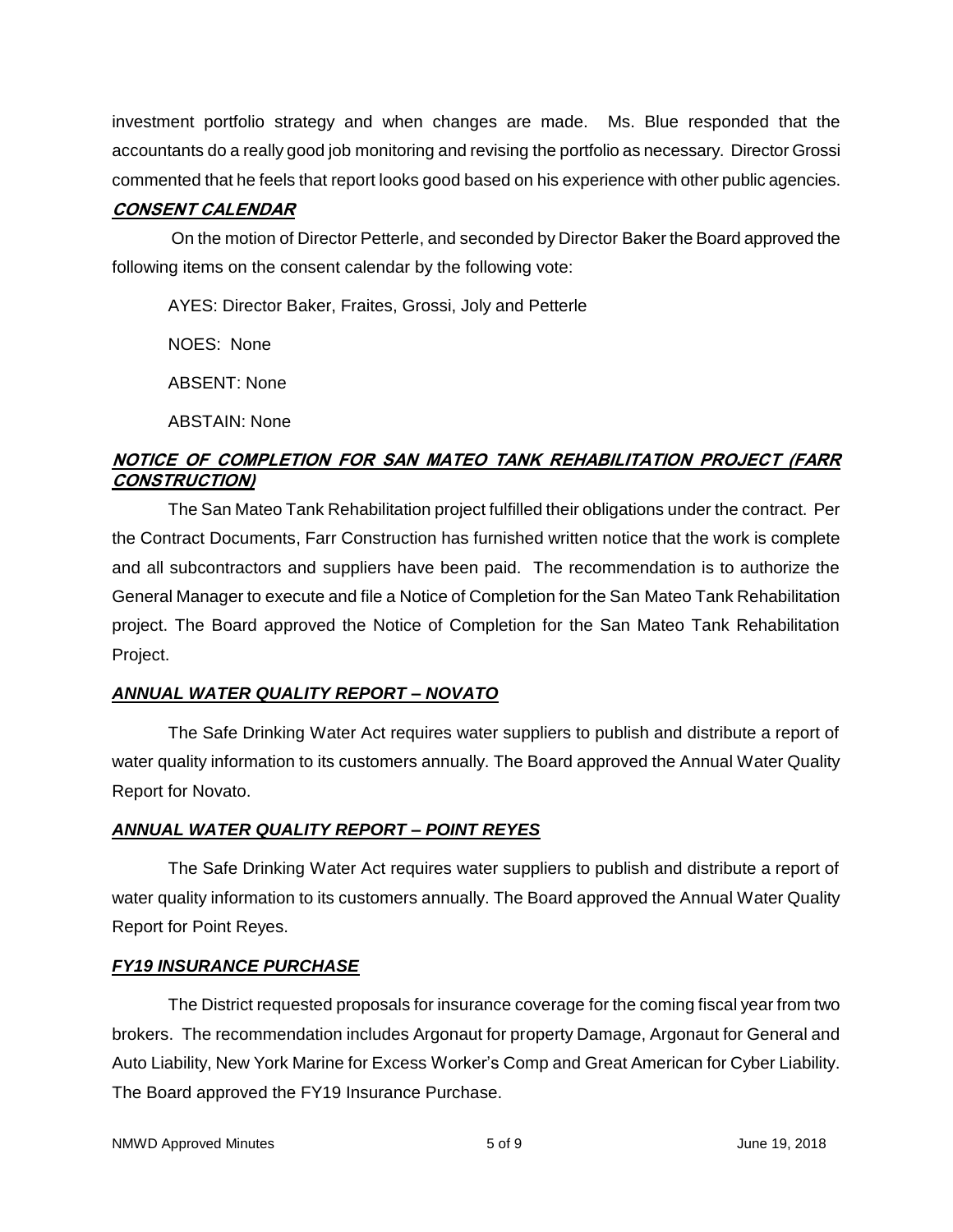investment portfolio strategy and when changes are made. Ms. Blue responded that the accountants do a really good job monitoring and revising the portfolio as necessary. Director Grossi commented that he feels that report looks good based on his experience with other public agencies.

## ***CONSENT CALENDAR***

On the motion of Director Petterle, and seconded by Director Baker the Board approved the following items on the consent calendar by the following vote:

AYES: Director Baker, Fraites, Grossi, Joly and Petterle

NOES: None

ABSENT: None

ABSTAIN: None

## ***NOTICE OF COMPLETION FOR SAN MATEO TANK REHABILITATION PROJECT (FARR CONSTRUCTION)***

The San Mateo Tank Rehabilitation project fulfilled their obligations under the contract. Per the Contract Documents, Farr Construction has furnished written notice that the work is complete and all subcontractors and suppliers have been paid. The recommendation is to authorize the General Manager to execute and file a Notice of Completion for the San Mateo Tank Rehabilitation project. The Board approved the Notice of Completion for the San Mateo Tank Rehabilitation Project.

## ***ANNUAL WATER QUALITY REPORT – NOVATO***

The Safe Drinking Water Act requires water suppliers to publish and distribute a report of water quality information to its customers annually. The Board approved the Annual Water Quality Report for Novato.

## ***ANNUAL WATER QUALITY REPORT – POINT REYES***

The Safe Drinking Water Act requires water suppliers to publish and distribute a report of water quality information to its customers annually. The Board approved the Annual Water Quality Report for Point Reyes.

## ***FY19 INSURANCE PURCHASE***

The District requested proposals for insurance coverage for the coming fiscal year from two brokers. The recommendation includes Argonaut for property Damage, Argonaut for General and Auto Liability, New York Marine for Excess Worker's Comp and Great American for Cyber Liability. The Board approved the FY19 Insurance Purchase.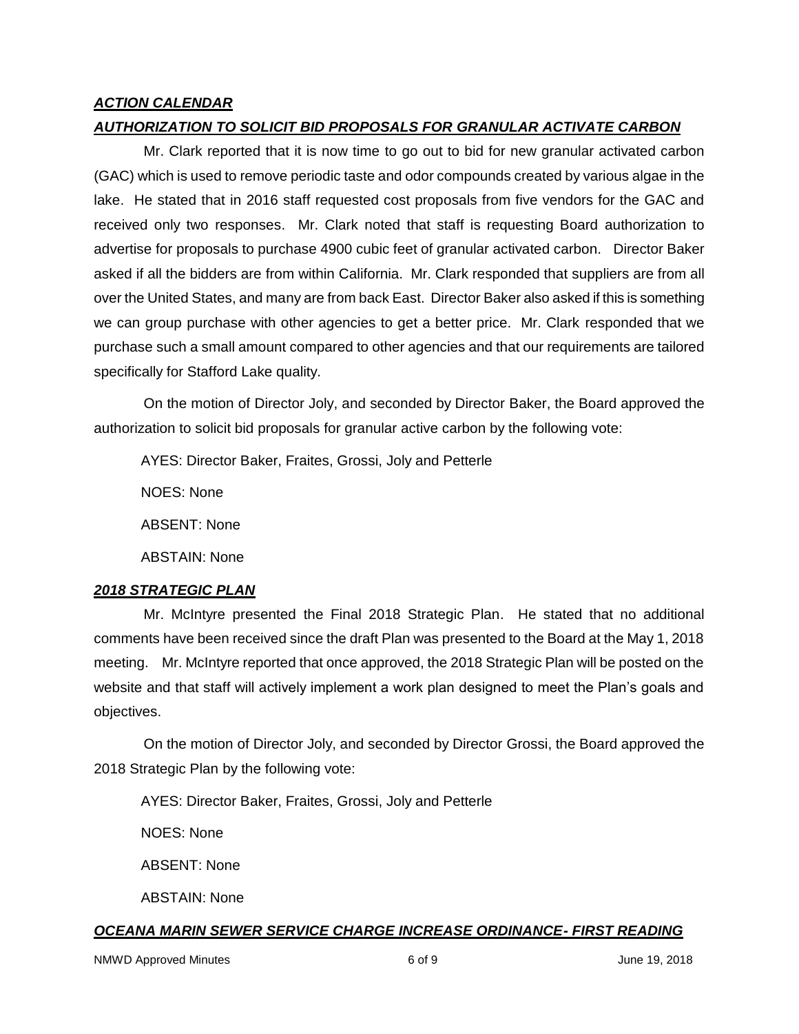***ACTION CALENDAR***

***AUTHORIZATION TO SOLICIT BID PROPOSALS FOR GRANULAR ACTIVATE CARBON***

Mr. Clark reported that it is now time to go out to bid for new granular activated carbon (GAC) which is used to remove periodic taste and odor compounds created by various algae in the lake. He stated that in 2016 staff requested cost proposals from five vendors for the GAC and received only two responses. Mr. Clark noted that staff is requesting Board authorization to advertise for proposals to purchase 4900 cubic feet of granular activated carbon. Director Baker asked if all the bidders are from within California. Mr. Clark responded that suppliers are from all over the United States, and many are from back East. Director Baker also asked if this is something we can group purchase with other agencies to get a better price. Mr. Clark responded that we purchase such a small amount compared to other agencies and that our requirements are tailored specifically for Stafford Lake quality.

On the motion of Director Joly, and seconded by Director Baker, the Board approved the authorization to solicit bid proposals for granular active carbon by the following vote:

AYES: Director Baker, Fraites, Grossi, Joly and Petterle

NOES: None

ABSENT: None

ABSTAIN: None

***2018 STRATEGIC PLAN***

Mr. McIntyre presented the Final 2018 Strategic Plan. He stated that no additional comments have been received since the draft Plan was presented to the Board at the May 1, 2018 meeting. Mr. McIntyre reported that once approved, the 2018 Strategic Plan will be posted on the website and that staff will actively implement a work plan designed to meet the Plan's goals and objectives.

On the motion of Director Joly, and seconded by Director Grossi, the Board approved the 2018 Strategic Plan by the following vote:

AYES: Director Baker, Fraites, Grossi, Joly and Petterle

NOES: None

ABSENT: None

ABSTAIN: None

***OCEANA MARIN SEWER SERVICE CHARGE INCREASE ORDINANCE- FIRST READING***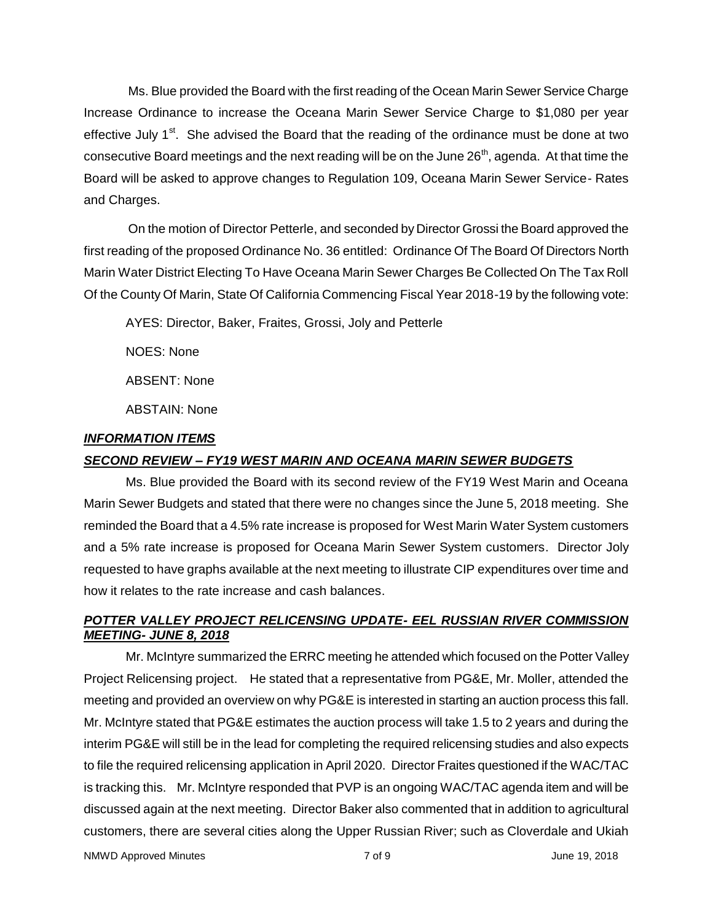Ms. Blue provided the Board with the first reading of the Ocean Marin Sewer Service Charge Increase Ordinance to increase the Oceana Marin Sewer Service Charge to $1,080 per year effective July 1st. She advised the Board that the reading of the ordinance must be done at two consecutive Board meetings and the next reading will be on the June 26th, agenda. At that time the Board will be asked to approve changes to Regulation 109, Oceana Marin Sewer Service- Rates and Charges.

On the motion of Director Petterle, and seconded by Director Grossi the Board approved the first reading of the proposed Ordinance No. 36 entitled: Ordinance Of The Board Of Directors North Marin Water District Electing To Have Oceana Marin Sewer Charges Be Collected On The Tax Roll Of the County Of Marin, State Of California Commencing Fiscal Year 2018-19 by the following vote:

AYES: Director, Baker, Fraites, Grossi, Joly and Petterle

NOES: None

ABSENT: None

ABSTAIN: None

***INFORMATION ITEMS***

***SECOND REVIEW – FY19 WEST MARIN AND OCEANA MARIN SEWER BUDGETS***

Ms. Blue provided the Board with its second review of the FY19 West Marin and Oceana Marin Sewer Budgets and stated that there were no changes since the June 5, 2018 meeting. She reminded the Board that a 4.5% rate increase is proposed for West Marin Water System customers and a 5% rate increase is proposed for Oceana Marin Sewer System customers. Director Joly requested to have graphs available at the next meeting to illustrate CIP expenditures over time and how it relates to the rate increase and cash balances.

***POTTER VALLEY PROJECT RELICENSING UPDATE- EEL RUSSIAN RIVER COMMISSION MEETING- JUNE 8, 2018***

Mr. McIntyre summarized the ERRC meeting he attended which focused on the Potter Valley Project Relicensing project. He stated that a representative from PG&E, Mr. Moller, attended the meeting and provided an overview on why PG&E is interested in starting an auction process this fall. Mr. McIntyre stated that PG&E estimates the auction process will take 1.5 to 2 years and during the interim PG&E will still be in the lead for completing the required relicensing studies and also expects to file the required relicensing application in April 2020. Director Fraites questioned if the WAC/TAC is tracking this. Mr. McIntyre responded that PVP is an ongoing WAC/TAC agenda item and will be discussed again at the next meeting. Director Baker also commented that in addition to agricultural customers, there are several cities along the Upper Russian River; such as Cloverdale and Ukiah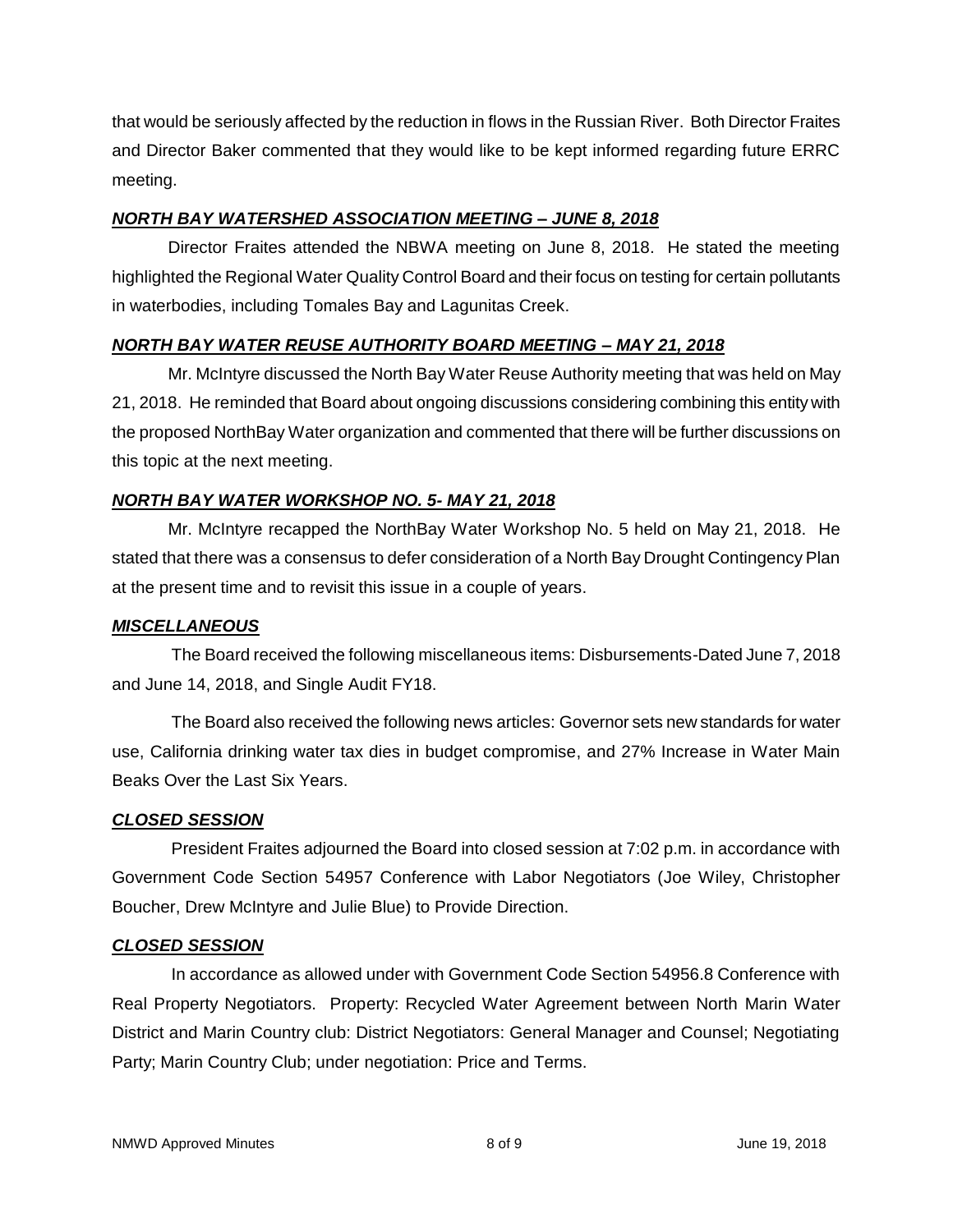that would be seriously affected by the reduction in flows in the Russian River. Both Director Fraites and Director Baker commented that they would like to be kept informed regarding future ERRC meeting.

***NORTH BAY WATERSHED ASSOCIATION MEETING – JUNE 8, 2018***

Director Fraites attended the NBWA meeting on June 8, 2018. He stated the meeting highlighted the Regional Water Quality Control Board and their focus on testing for certain pollutants in waterbodies, including Tomales Bay and Lagunitas Creek.

***NORTH BAY WATER REUSE AUTHORITY BOARD MEETING – MAY 21, 2018***

Mr. McIntyre discussed the North Bay Water Reuse Authority meeting that was held on May 21, 2018. He reminded that Board about ongoing discussions considering combining this entity with the proposed NorthBay Water organization and commented that there will be further discussions on this topic at the next meeting.

***NORTH BAY WATER WORKSHOP NO. 5- MAY 21, 2018***

Mr. McIntyre recapped the NorthBay Water Workshop No. 5 held on May 21, 2018. He stated that there was a consensus to defer consideration of a North Bay Drought Contingency Plan at the present time and to revisit this issue in a couple of years.

***MISCELLANEOUS***

The Board received the following miscellaneous items: Disbursements-Dated June 7, 2018 and June 14, 2018, and Single Audit FY18.

The Board also received the following news articles: Governor sets new standards for water use, California drinking water tax dies in budget compromise, and 27% Increase in Water Main Beaks Over the Last Six Years.

***CLOSED SESSION***

President Fraites adjourned the Board into closed session at 7:02 p.m. in accordance with Government Code Section 54957 Conference with Labor Negotiators (Joe Wiley, Christopher Boucher, Drew McIntyre and Julie Blue) to Provide Direction.

***CLOSED SESSION***

In accordance as allowed under with Government Code Section 54956.8 Conference with Real Property Negotiators. Property: Recycled Water Agreement between North Marin Water District and Marin Country club: District Negotiators: General Manager and Counsel; Negotiating Party; Marin Country Club; under negotiation: Price and Terms.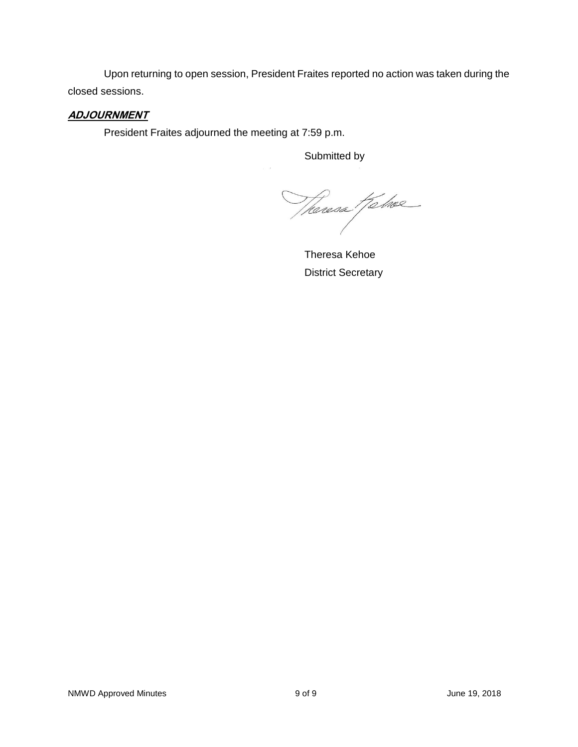Upon returning to open session, President Fraites reported no action was taken during the closed sessions.

## ***ADJOURNMENT***

President Fraites adjourned the meeting at 7:59 p.m.

Submitted by

Theresa Kehoe
District Secretary